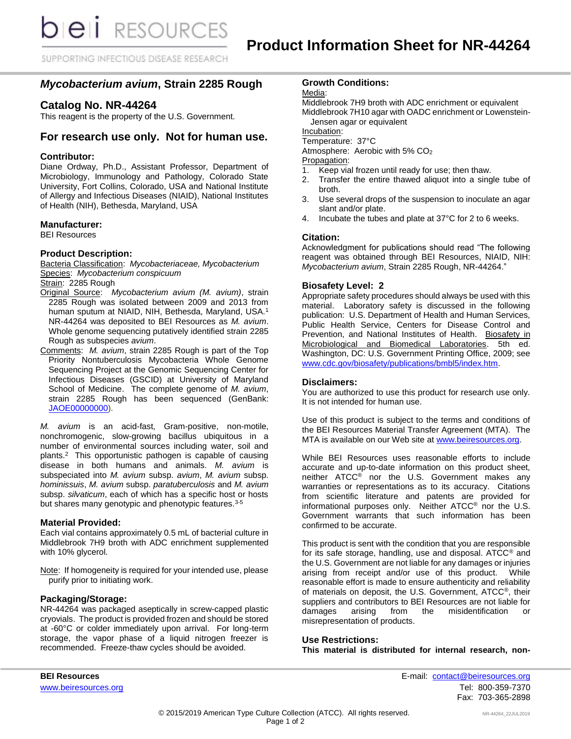# Product Information Sheet for NR-44264

## *Mycobacterium avium*, Strain 2285 Rough

## Catalog No. NR-44264

This reagent is the property of the U.S. Government.

## For research use only. Not for human use.

### Contributor:

Diane Ordway, Ph.D., Assistant Professor, Department of Microbiology, Immunology and Pathology, Colorado State University, Fort Collins, Colorado, USA and National Institute of Allergy and Infectious Diseases (NIAID), National Institutes of Health (NIH), Bethesda, Maryland, USA

### Manufacturer:

BEI Resources

### Product Description:

Bacteria Classification: *Mycobacteriaceae, Mycobacterium*
Species: *Mycobacterium conspicuum*
Strain: 2285 Rough
Original Source: *Mycobacterium avium (M. avium)*, strain 2285 Rough was isolated between 2009 and 2013 from human sputum at NIAID, NIH, Bethesda, Maryland, USA.[1] NR-44264 was deposited to BEI Resources as *M. avium*. Whole genome sequencing putatively identified strain 2285 Rough as subspecies *avium*.
Comments: *M. avium*, strain 2285 Rough is part of the Top Priority Nontuberculosis Mycobacteria Whole Genome Sequencing Project at the Genomic Sequencing Center for Infectious Diseases (GSCID) at University of Maryland School of Medicine. The complete genome of *M. avium*, strain 2285 Rough has been sequenced (GenBank: JAOE00000000).

*M. avium* is an acid-fast, Gram-positive, non-motile, nonchromogenic, slow-growing bacillus ubiquitous in a number of environmental sources including water, soil and plants.[2] This opportunistic pathogen is capable of causing disease in both humans and animals. *M. avium* is subspeciated into *M. avium* subsp. *avium*, *M. avium* subsp. *hominissuis*, *M. avium* subsp. *paratuberculosis* and *M. avium* subsp. *silvaticum*, each of which has a specific host or hosts but shares many genotypic and phenotypic features.[3-5]

### Material Provided:

Each vial contains approximately 0.5 mL of bacterial culture in Middlebrook 7H9 broth with ADC enrichment supplemented with 10% glycerol.

Note: If homogeneity is required for your intended use, please purify prior to initiating work.

### Packaging/Storage:

NR-44264 was packaged aseptically in screw-capped plastic cryovials. The product is provided frozen and should be stored at -60°C or colder immediately upon arrival. For long-term storage, the vapor phase of a liquid nitrogen freezer is recommended. Freeze-thaw cycles should be avoided.

### Growth Conditions:

Media:
Middlebrook 7H9 broth with ADC enrichment or equivalent
Middlebrook 7H10 agar with OADC enrichment or Lowenstein-Jensen agar or equivalent
Incubation:
Temperature: 37°C
Atmosphere: Aerobic with 5% $CO_2$
Propagation:

1. Keep vial frozen until ready for use; then thaw.
2. Transfer the entire thawed aliquot into a single tube of broth.
3. Use several drops of the suspension to inoculate an agar slant and/or plate.
4. Incubate the tubes and plate at 37°C for 2 to 6 weeks.

### Citation:

Acknowledgment for publications should read "The following reagent was obtained through BEI Resources, NIAID, NIH: *Mycobacterium avium*, Strain 2285 Rough, NR-44264."

### Biosafety Level: 2

Appropriate safety procedures should always be used with this material. Laboratory safety is discussed in the following publication: U.S. Department of Health and Human Services, Public Health Service, Centers for Disease Control and Prevention, and National Institutes of Health. Biosafety in Microbiological and Biomedical Laboratories. 5th ed. Washington, DC: U.S. Government Printing Office, 2009; see www.cdc.gov/biosafety/publications/bmbl5/index.htm.

### Disclaimers:

You are authorized to use this product for research use only. It is not intended for human use.

Use of this product is subject to the terms and conditions of the BEI Resources Material Transfer Agreement (MTA). The MTA is available on our Web site at www.beiresources.org.

While BEI Resources uses reasonable efforts to include accurate and up-to-date information on this product sheet, neither ATCC® nor the U.S. Government makes any warranties or representations as to its accuracy. Citations from scientific literature and patents are provided for informational purposes only. Neither ATCC® nor the U.S. Government warrants that such information has been confirmed to be accurate.

This product is sent with the condition that you are responsible for its safe storage, handling, use and disposal. ATCC® and the U.S. Government are not liable for any damages or injuries arising from receipt and/or use of this product. While reasonable effort is made to ensure authenticity and reliability of materials on deposit, the U.S. Government, ATCC®, their suppliers and contributors to BEI Resources are not liable for damages arising from the misidentification or misrepresentation of products.

### Use Restrictions:

**This material is distributed for internal research, non-**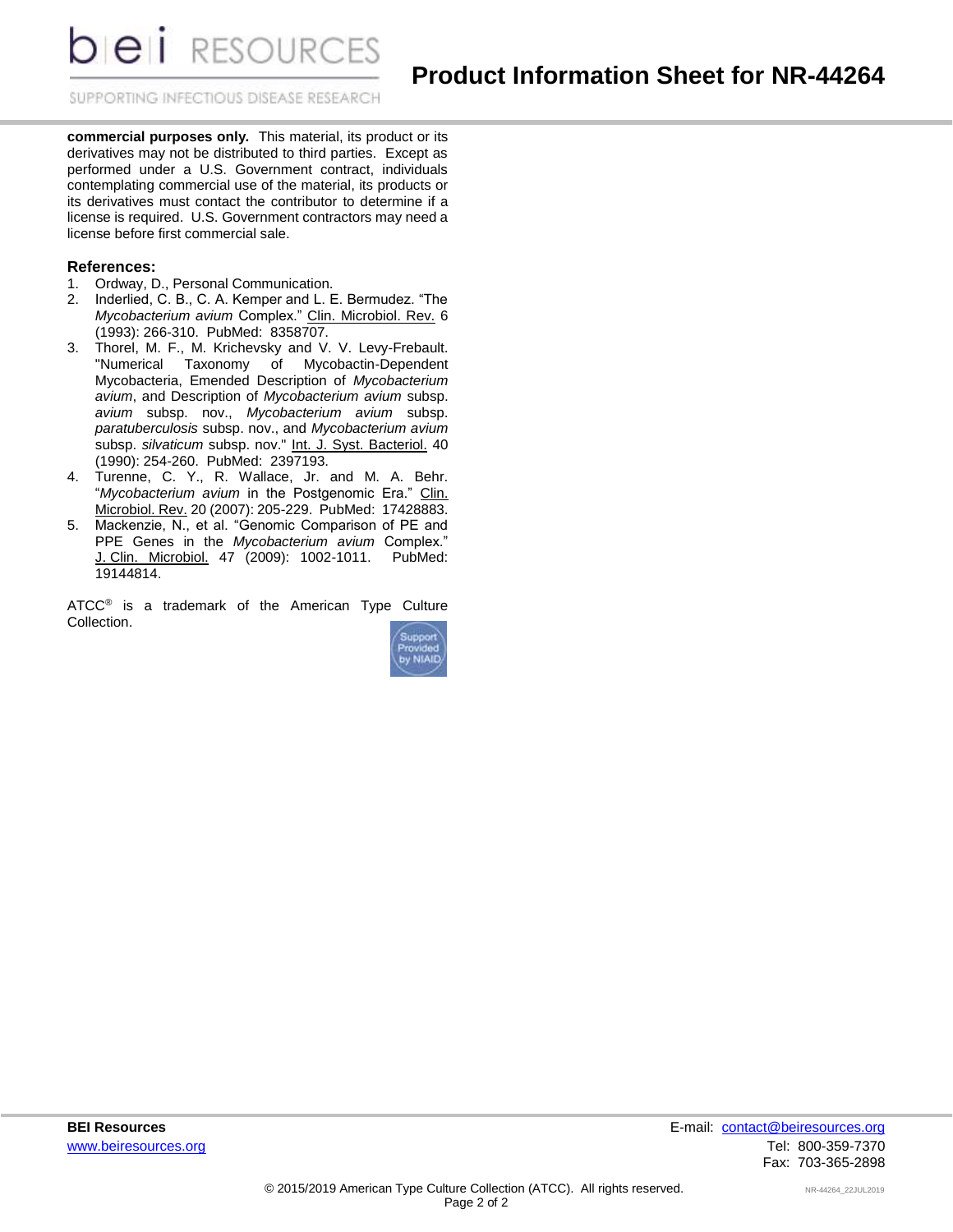**commercial purposes only.** This material, its product or its derivatives may not be distributed to third parties. Except as performed under a U.S. Government contract, individuals contemplating commercial use of the material, its products or its derivatives must contact the contributor to determine if a license is required. U.S. Government contractors may need a license before first commercial sale.

### References:

1. Ordway, D., Personal Communication.
2. Inderlied, C. B., C. A. Kemper and L. E. Bermudez. "The *Mycobacterium avium* Complex." Clin. Microbiol. Rev. 6 (1993): 266-310. PubMed: 8358707.
3. Thorel, M. F., M. Krichevsky and V. V. Levy-Frebault. "Numerical Taxonomy of Mycobactin-Dependent Mycobacteria, Emended Description of *Mycobacterium avium*, and Description of *Mycobacterium avium* subsp. *avium* subsp. nov., *Mycobacterium avium* subsp. *paratuberculosis* subsp. nov., and *Mycobacterium avium* subsp. *silvaticum* subsp. nov." Int. J. Syst. Bacteriol. 40 (1990): 254-260. PubMed: 2397193.
4. Turenne, C. Y., R. Wallace, Jr. and M. A. Behr. "*Mycobacterium avium* in the Postgenomic Era." Clin. Microbiol. Rev. 20 (2007): 205-229. PubMed: 17428883.
5. Mackenzie, N., et al. "Genomic Comparison of PE and PPE Genes in the *Mycobacterium avium* Complex." J. Clin. Microbiol. 47 (2009): 1002-1011. PubMed: 19144814.

ATCC® is a trademark of the American Type Culture Collection.

Support Provided by NIAID

**BEI Resources**
www.beiresources.org

E-mail: contact@beiresources.org
Tel: 800-359-7370
Fax: 703-365-2898

© 2015/2019 American Type Culture Collection (ATCC). All rights reserved.

NR-44264_22JUL2019